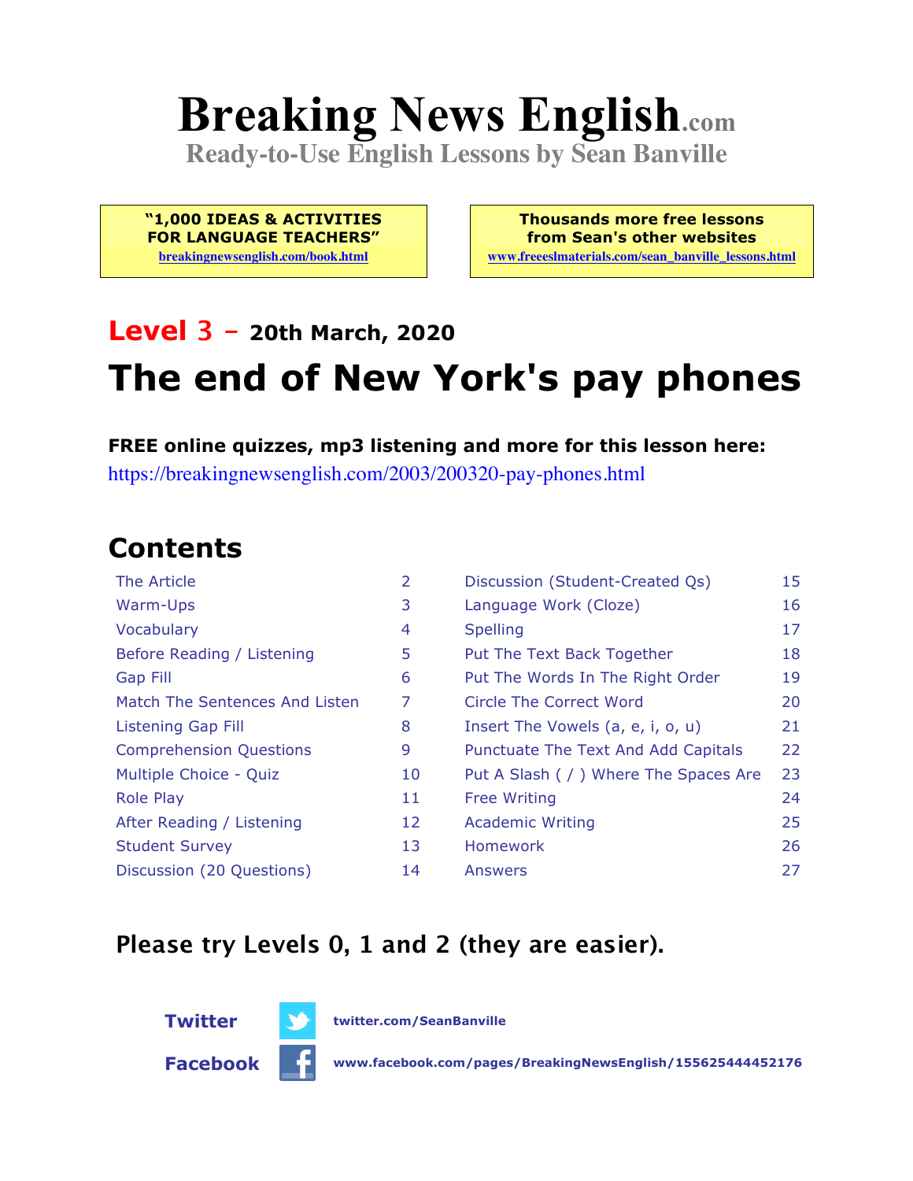# Breaking News English.com

**Ready-to-Use English Lessons by Sean Banville**

**"1,000 IDEAS & ACTIVITIES FOR LANGUAGE TEACHERS"**
breakingnewsenglish.com/book.html

**Thousands more free lessons from Sean's other websites**
www.freeeslmaterials.com/sean_banville_lessons.html

## Level 3 – 20th March, 2020

# The end of New York's pay phones

**FREE online quizzes, mp3 listening and more for this lesson here:**
https://breakingnewsenglish.com/2003/200320-pay-phones.html

## Contents

| | | | |
|---|---|---|---|
| The Article | 2 | Discussion (Student-Created Qs) | 15 |
| Warm-Ups | 3 | Language Work (Cloze) | 16 |
| Vocabulary | 4 | Spelling | 17 |
| Before Reading / Listening | 5 | Put The Text Back Together | 18 |
| Gap Fill | 6 | Put The Words In The Right Order | 19 |
| Match The Sentences And Listen | 7 | Circle The Correct Word | 20 |
| Listening Gap Fill | 8 | Insert The Vowels (a, e, i, o, u) | 21 |
| Comprehension Questions | 9 | Punctuate The Text And Add Capitals | 22 |
| Multiple Choice - Quiz | 10 | Put A Slash ( / ) Where The Spaces Are | 23 |
| Role Play | 11 | Free Writing | 24 |
| After Reading / Listening | 12 | Academic Writing | 25 |
| Student Survey | 13 | Homework | 26 |
| Discussion (20 Questions) | 14 | Answers | 27 |

**Please try Levels 0, 1 and 2 (they are easier).**

**Twitter** twitter.com/SeanBanville

**Facebook** www.facebook.com/pages/BreakingNewsEnglish/155625444452176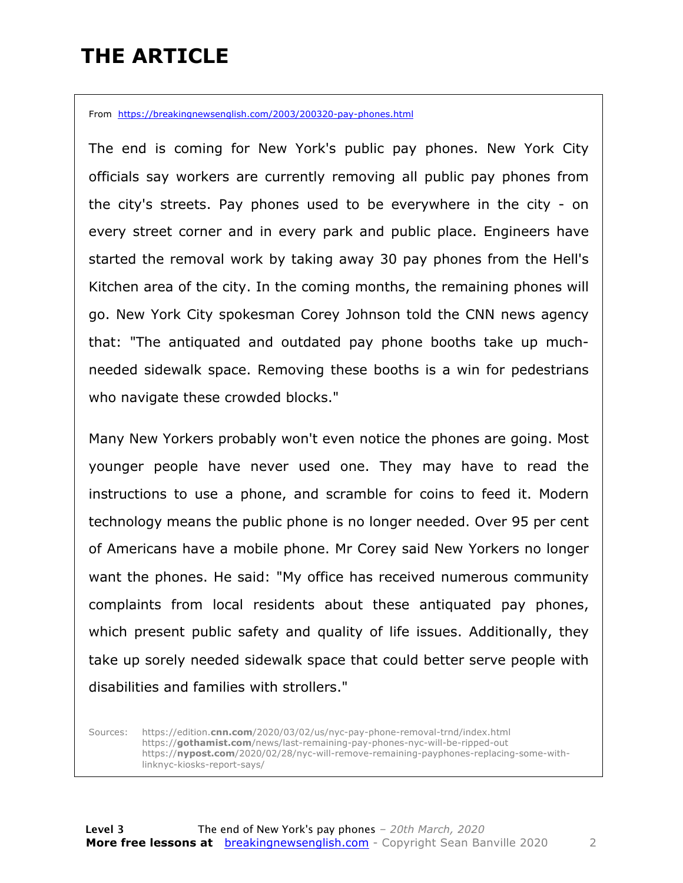# THE ARTICLE

From https://breakingnewsenglish.com/2003/200320-pay-phones.html

The end is coming for New York's public pay phones. New York City officials say workers are currently removing all public pay phones from the city's streets. Pay phones used to be everywhere in the city - on every street corner and in every park and public place. Engineers have started the removal work by taking away 30 pay phones from the Hell's Kitchen area of the city. In the coming months, the remaining phones will go. New York City spokesman Corey Johnson told the CNN news agency that: "The antiquated and outdated pay phone booths take up much-needed sidewalk space. Removing these booths is a win for pedestrians who navigate these crowded blocks."

Many New Yorkers probably won't even notice the phones are going. Most younger people have never used one. They may have to read the instructions to use a phone, and scramble for coins to feed it. Modern technology means the public phone is no longer needed. Over 95 per cent of Americans have a mobile phone. Mr Corey said New Yorkers no longer want the phones. He said: "My office has received numerous community complaints from local residents about these antiquated pay phones, which present public safety and quality of life issues. Additionally, they take up sorely needed sidewalk space that could better serve people with disabilities and families with strollers."

Sources:
https://edition.cnn.com/2020/03/02/us/nyc-pay-phone-removal-trnd/index.html
https://gothamist.com/news/last-remaining-pay-phones-nyc-will-be-ripped-out
https://nypost.com/2020/02/28/nyc-will-remove-remaining-payphones-replacing-some-with-linknyc-kiosks-report-says/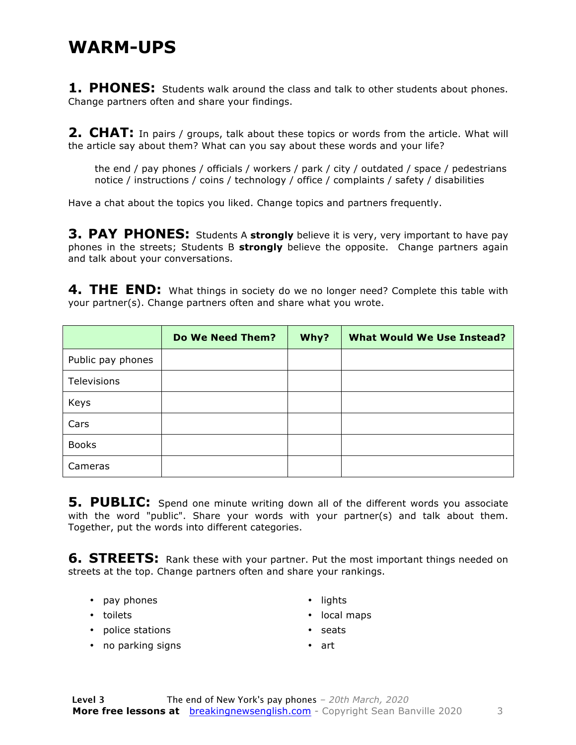# WARM-UPS

**1. PHONES:** Students walk around the class and talk to other students about phones. Change partners often and share your findings.

**2. CHAT:** In pairs / groups, talk about these topics or words from the article. What will the article say about them? What can you say about these words and your life?

> the end / pay phones / officials / workers / park / city / outdated / space / pedestrians
> notice / instructions / coins / technology / office / complaints / safety / disabilities

Have a chat about the topics you liked. Change topics and partners frequently.

**3. PAY PHONES:** Students A **strongly** believe it is very, very important to have pay phones in the streets; Students B **strongly** believe the opposite. Change partners again and talk about your conversations.

**4. THE END:** What things in society do we no longer need? Complete this table with your partner(s). Change partners often and share what you wrote.

| | Do We Need Them? | Why? | What Would We Use Instead? |
|---|---|---|---|
| Public pay phones | | | |
| Televisions | | | |
| Keys | | | |
| Cars | | | |
| Books | | | |
| Cameras | | | |

**5. PUBLIC:** Spend one minute writing down all of the different words you associate with the word "public". Share your words with your partner(s) and talk about them. Together, put the words into different categories.

**6. STREETS:** Rank these with your partner. Put the most important things needed on streets at the top. Change partners often and share your rankings.

- pay phones
- toilets
- police stations
- no parking signs
- lights
- local maps
- seats
- art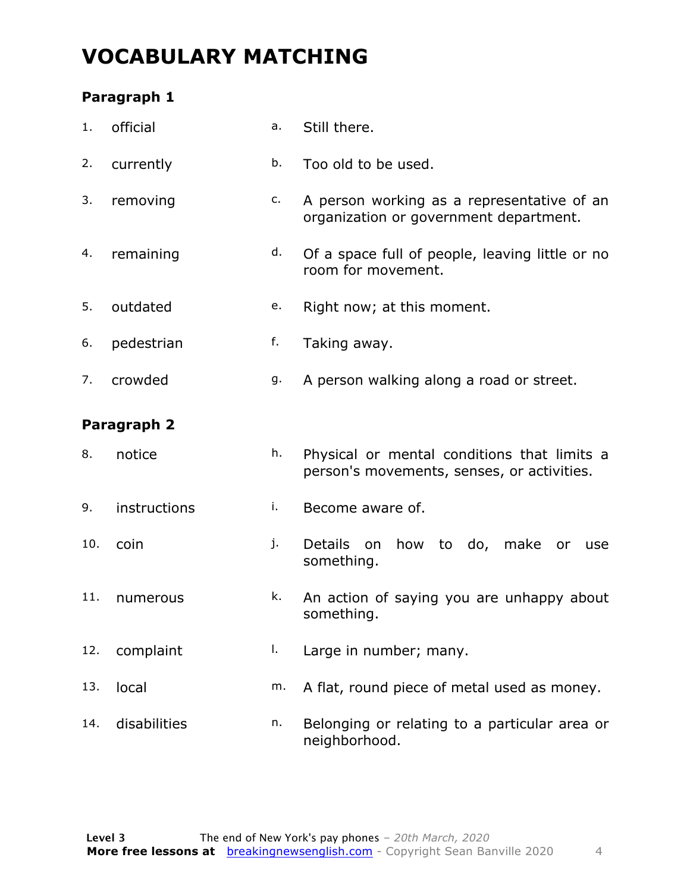# VOCABULARY MATCHING

### Paragraph 1

| | | | |
|---|---|---|---|
| 1. | official | a. | Still there. |
| 2. | currently | b. | Too old to be used. |
| 3. | removing | c. | A person working as a representative of an organization or government department. |
| 4. | remaining | d. | Of a space full of people, leaving little or no room for movement. |
| 5. | outdated | e. | Right now; at this moment. |
| 6. | pedestrian | f. | Taking away. |
| 7. | crowded | g. | A person walking along a road or street. |

### Paragraph 2

| | | | |
|---|---|---|---|
| 8. | notice | h. | Physical or mental conditions that limits a person's movements, senses, or activities. |
| 9. | instructions | i. | Become aware of. |
| 10. | coin | j. | Details on how to do, make or use something. |
| 11. | numerous | k. | An action of saying you are unhappy about something. |
| 12. | complaint | l. | Large in number; many. |
| 13. | local | m. | A flat, round piece of metal used as money. |
| 14. | disabilities | n. | Belonging or relating to a particular area or neighborhood. |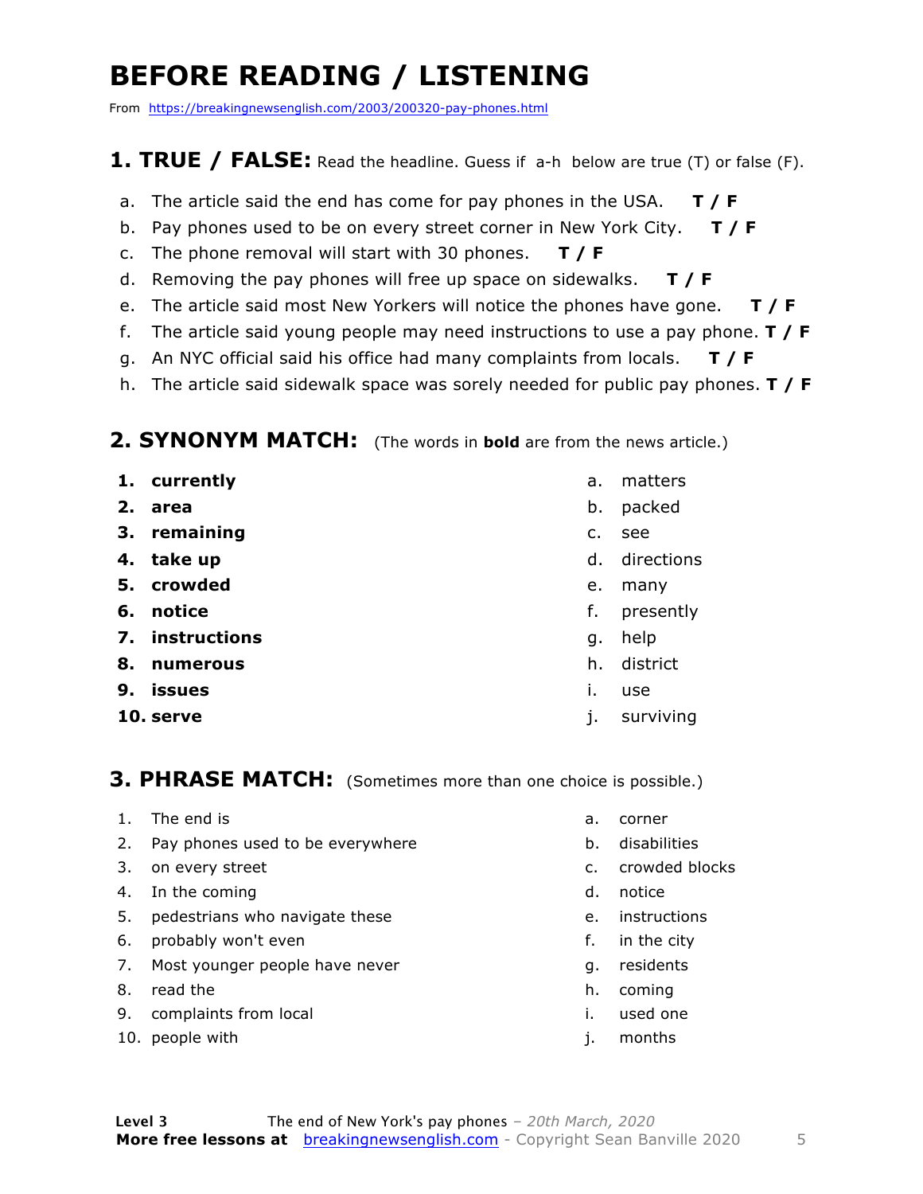# BEFORE READING / LISTENING

From https://breakingnewsenglish.com/2003/200320-pay-phones.html

## 1. TRUE / FALSE: Read the headline. Guess if a-h below are true (T) or false (F).

a. The article said the end has come for pay phones in the USA. **T / F**
b. Pay phones used to be on every street corner in New York City. **T / F**
c. The phone removal will start with 30 phones. **T / F**
d. Removing the pay phones will free up space on sidewalks. **T / F**
e. The article said most New Yorkers will notice the phones have gone. **T / F**
f. The article said young people may need instructions to use a pay phone. **T / F**
g. An NYC official said his office had many complaints from locals. **T / F**
h. The article said sidewalk space was sorely needed for public pay phones. **T / F**

## 2. SYNONYM MATCH: (The words in **bold** are from the news article.)

1. **currently**
2. **area**
3. **remaining**
4. **take up**
5. **crowded**
6. **notice**
7. **instructions**
8. **numerous**
9. **issues**
10. **serve**

a. matters
b. packed
c. see
d. directions
e. many
f. presently
g. help
h. district
i. use
j. surviving

## 3. PHRASE MATCH: (Sometimes more than one choice is possible.)

1. The end is
2. Pay phones used to be everywhere
3. on every street
4. In the coming
5. pedestrians who navigate these
6. probably won't even
7. Most younger people have never
8. read the
9. complaints from local
10. people with

a. corner
b. disabilities
c. crowded blocks
d. notice
e. instructions
f. in the city
g. residents
h. coming
i. used one
j. months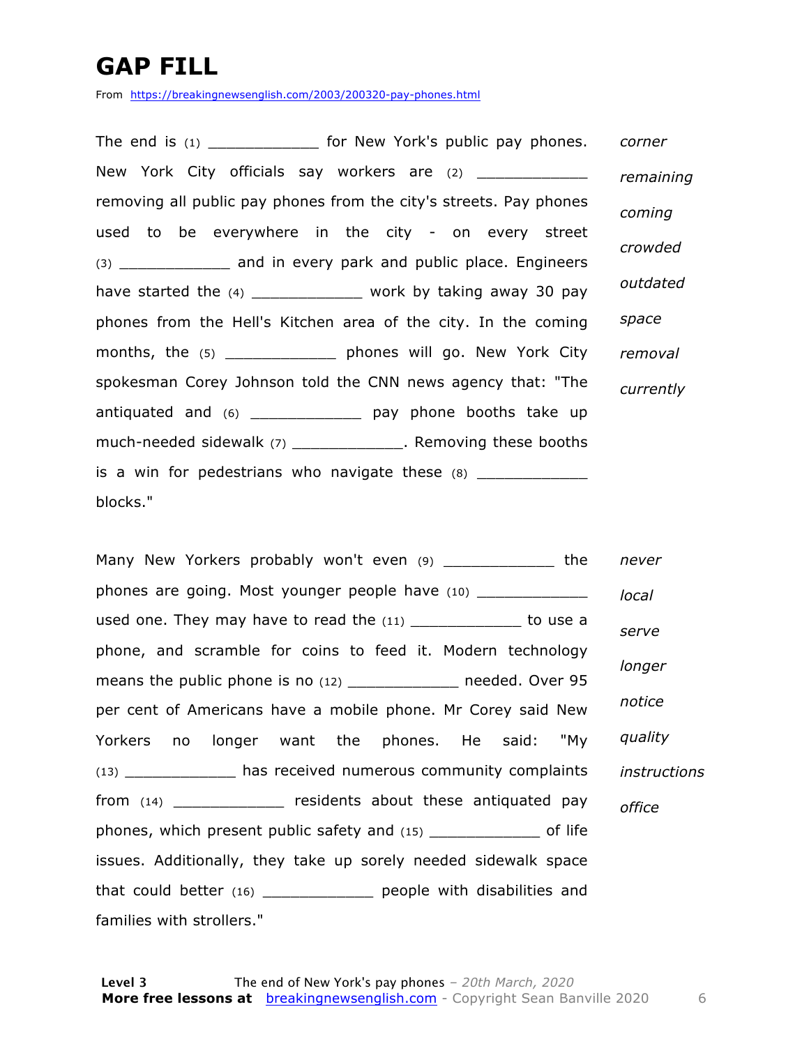# GAP FILL

From https://breakingnewsenglish.com/2003/200320-pay-phones.html

The end is (1) ____________ for New York's public pay phones. New York City officials say workers are (2) ____________ removing all public pay phones from the city's streets. Pay phones used to be everywhere in the city - on every street (3) ____________ and in every park and public place. Engineers have started the (4) ____________ work by taking away 30 pay phones from the Hell's Kitchen area of the city. In the coming months, the (5) ____________ phones will go. New York City spokesman Corey Johnson told the CNN news agency that: "The antiquated and (6) ____________ pay phone booths take up much-needed sidewalk (7) ____________. Removing these booths is a win for pedestrians who navigate these (8) ____________ blocks."

*corner*
*remaining*
*coming*
*crowded*
*outdated*
*space*
*removal*
*currently*

Many New Yorkers probably won't even (9) ____________ the phones are going. Most younger people have (10) ____________ used one. They may have to read the (11) ____________ to use a phone, and scramble for coins to feed it. Modern technology means the public phone is no (12) ____________ needed. Over 95 per cent of Americans have a mobile phone. Mr Corey said New Yorkers no longer want the phones. He said: "My (13) ____________ has received numerous community complaints from (14) ____________ residents about these antiquated pay phones, which present public safety and (15) ____________ of life issues. Additionally, they take up sorely needed sidewalk space that could better (16) ____________ people with disabilities and families with strollers."

*never*
*local*
*serve*
*longer*
*notice*
*quality*
*instructions*
*office*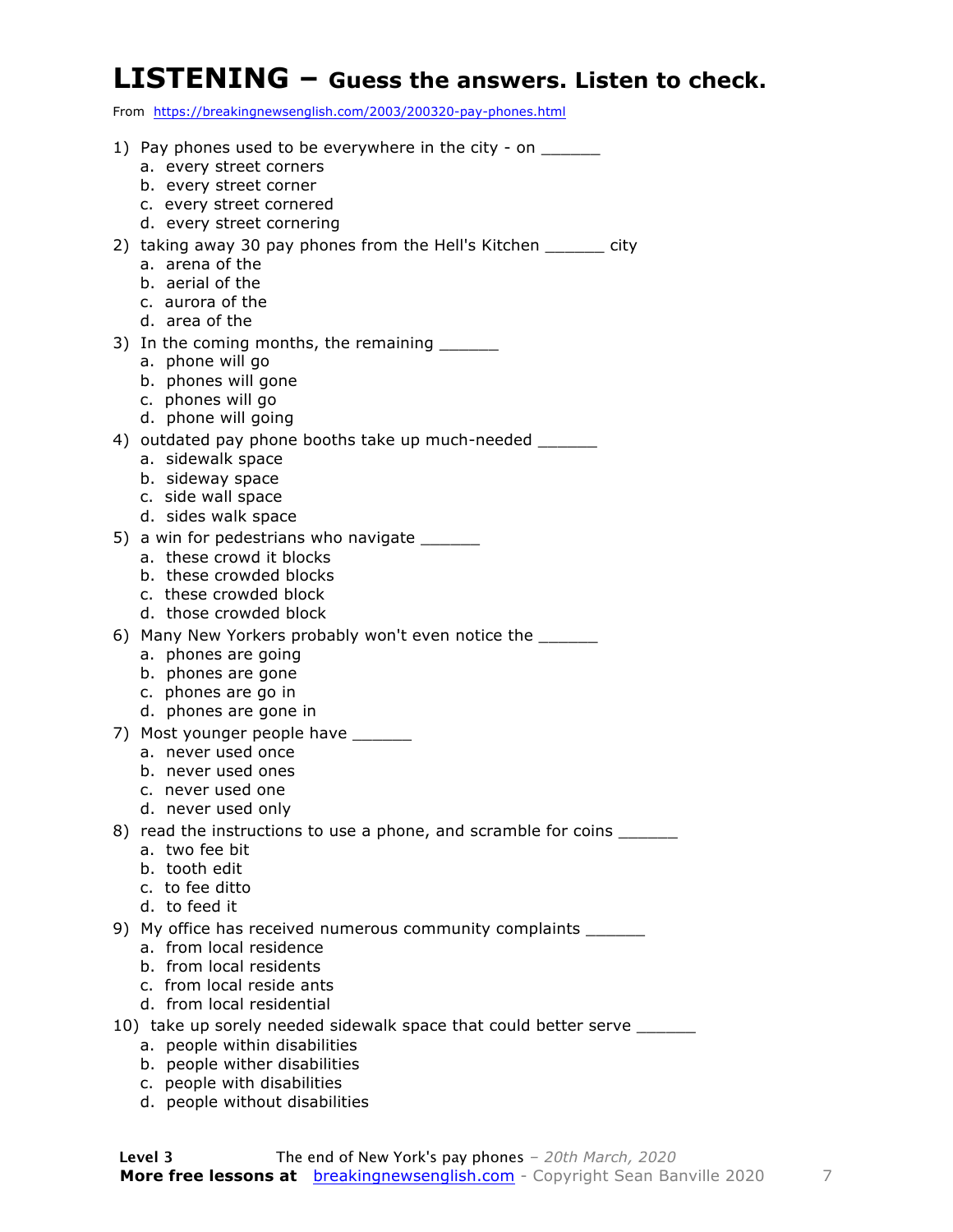# LISTENING – Guess the answers. Listen to check.

From https://breakingnewsenglish.com/2003/200320-pay-phones.html

1) Pay phones used to be everywhere in the city - on ______
   a. every street corners
   b. every street corner
   c. every street cornered
   d. every street cornering

2) taking away 30 pay phones from the Hell's Kitchen ______ city
   a. arena of the
   b. aerial of the
   c. aurora of the
   d. area of the

3) In the coming months, the remaining ______
   a. phone will go
   b. phones will gone
   c. phones will go
   d. phone will going

4) outdated pay phone booths take up much-needed ______
   a. sidewalk space
   b. sideway space
   c. side wall space
   d. sides walk space

5) a win for pedestrians who navigate ______
   a. these crowd it blocks
   b. these crowded blocks
   c. these crowded block
   d. those crowded block

6) Many New Yorkers probably won't even notice the ______
   a. phones are going
   b. phones are gone
   c. phones are go in
   d. phones are gone in

7) Most younger people have ______
   a. never used once
   b. never used ones
   c. never used one
   d. never used only

8) read the instructions to use a phone, and scramble for coins ______
   a. two fee bit
   b. tooth edit
   c. to fee ditto
   d. to feed it

9) My office has received numerous community complaints ______
   a. from local residence
   b. from local residents
   c. from local reside ants
   d. from local residential

10) take up sorely needed sidewalk space that could better serve ______
   a. people within disabilities
   b. people wither disabilities
   c. people with disabilities
   d. people without disabilities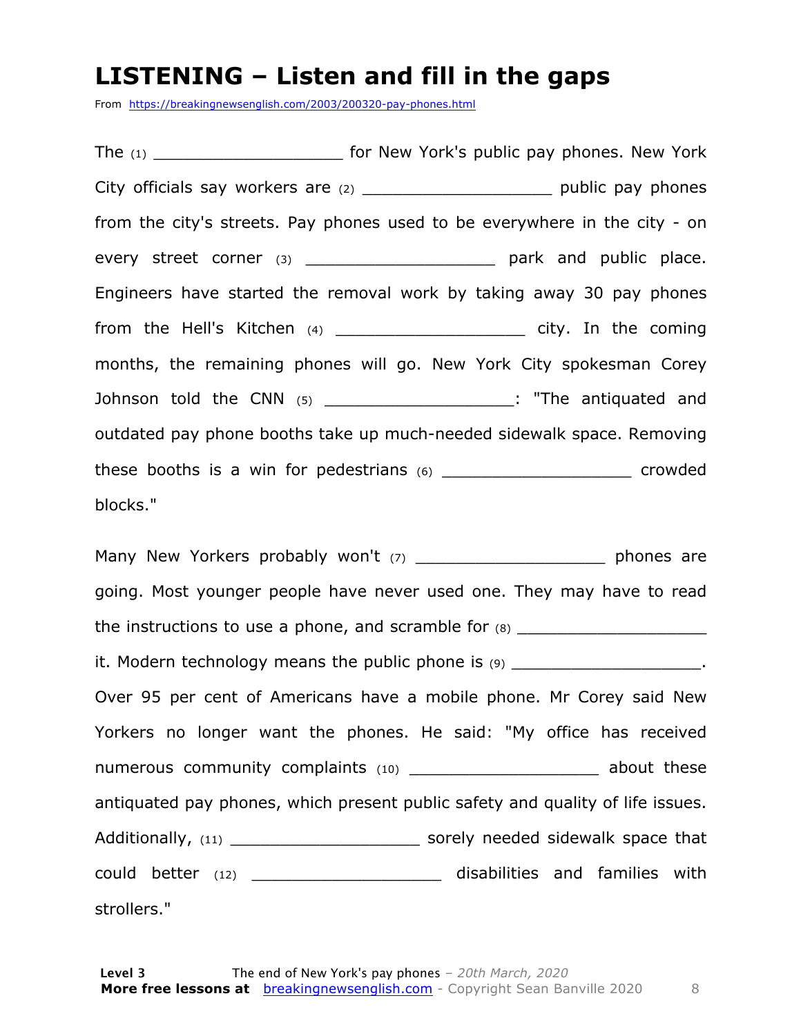# LISTENING – Listen and fill in the gaps

From https://breakingnewsenglish.com/2003/200320-pay-phones.html

The (1) ___________________ for New York's public pay phones. New York City officials say workers are (2) ___________________ public pay phones from the city's streets. Pay phones used to be everywhere in the city - on every street corner (3) ___________________ park and public place. Engineers have started the removal work by taking away 30 pay phones from the Hell's Kitchen (4) ___________________ city. In the coming months, the remaining phones will go. New York City spokesman Corey Johnson told the CNN (5) ___________________: "The antiquated and outdated pay phone booths take up much-needed sidewalk space. Removing these booths is a win for pedestrians (6) ___________________ crowded blocks."

Many New Yorkers probably won't (7) ___________________ phones are going. Most younger people have never used one. They may have to read the instructions to use a phone, and scramble for (8) ___________________ it. Modern technology means the public phone is (9) ___________________. Over 95 per cent of Americans have a mobile phone. Mr Corey said New Yorkers no longer want the phones. He said: "My office has received numerous community complaints (10) ___________________ about these antiquated pay phones, which present public safety and quality of life issues. Additionally, (11) ___________________ sorely needed sidewalk space that could better (12) ___________________ disabilities and families with strollers."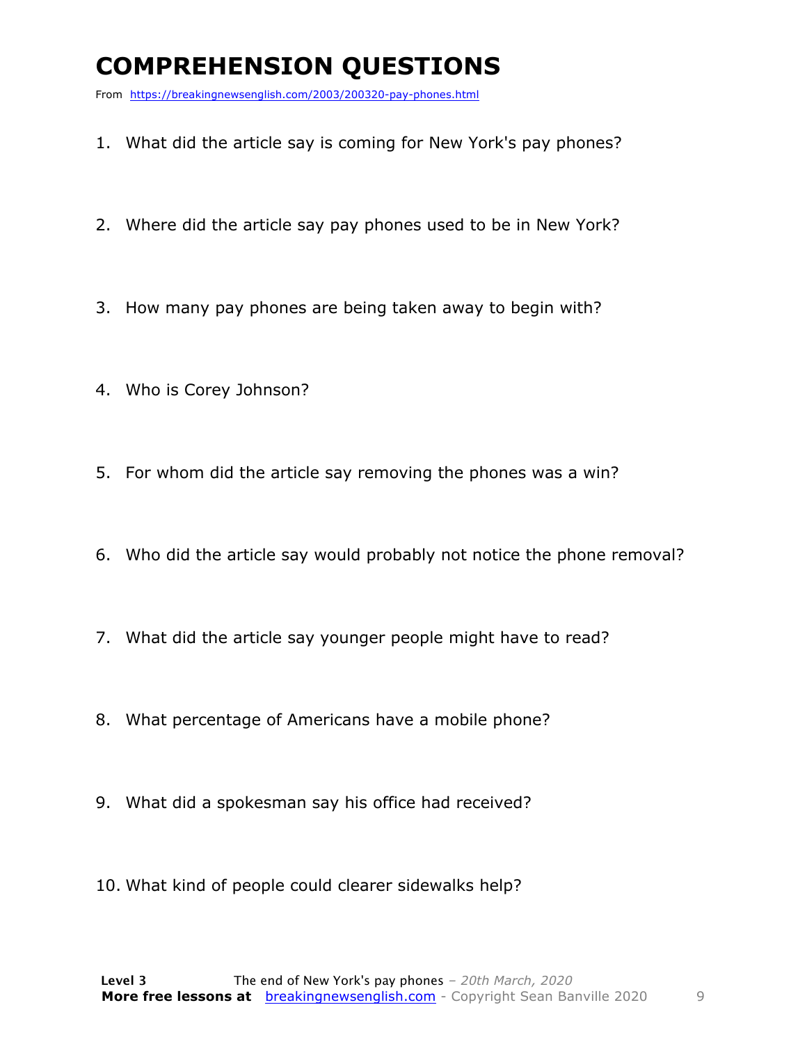# COMPREHENSION QUESTIONS

From https://breakingnewsenglish.com/2003/200320-pay-phones.html

1. What did the article say is coming for New York's pay phones?
2. Where did the article say pay phones used to be in New York?
3. How many pay phones are being taken away to begin with?
4. Who is Corey Johnson?
5. For whom did the article say removing the phones was a win?
6. Who did the article say would probably not notice the phone removal?
7. What did the article say younger people might have to read?
8. What percentage of Americans have a mobile phone?
9. What did a spokesman say his office had received?
10. What kind of people could clearer sidewalks help?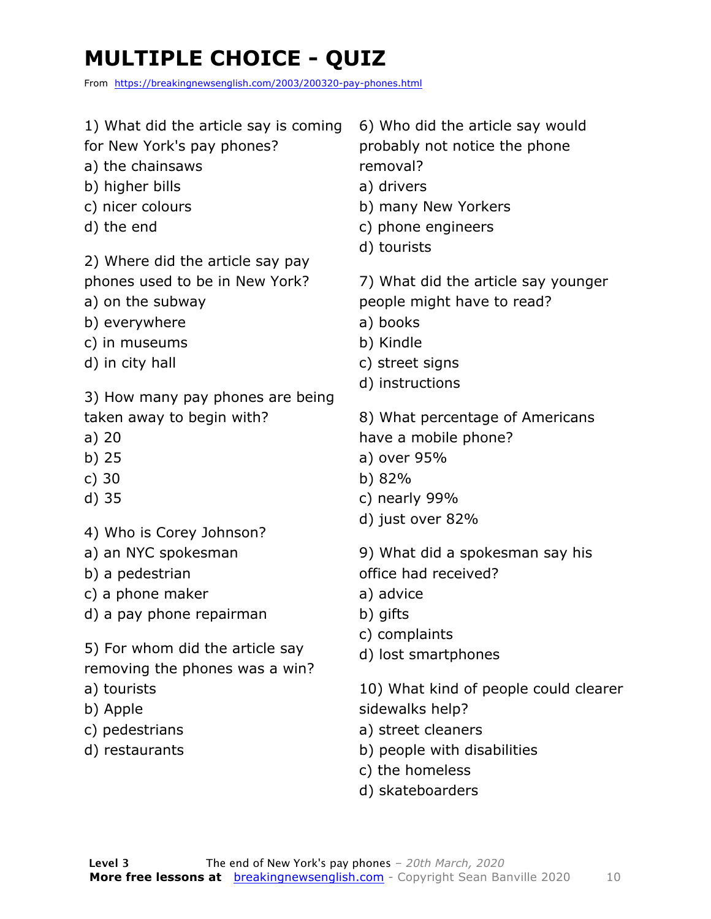# MULTIPLE CHOICE - QUIZ

From https://breakingnewsenglish.com/2003/200320-pay-phones.html

1) What did the article say is coming for New York's pay phones?
a) the chainsaws
b) higher bills
c) nicer colours
d) the end

2) Where did the article say pay phones used to be in New York?
a) on the subway
b) everywhere
c) in museums
d) in city hall

3) How many pay phones are being taken away to begin with?
a) 20
b) 25
c) 30
d) 35

4) Who is Corey Johnson?
a) an NYC spokesman
b) a pedestrian
c) a phone maker
d) a pay phone repairman

5) For whom did the article say removing the phones was a win?
a) tourists
b) Apple
c) pedestrians
d) restaurants

6) Who did the article say would probably not notice the phone removal?
a) drivers
b) many New Yorkers
c) phone engineers
d) tourists

7) What did the article say younger people might have to read?
a) books
b) Kindle
c) street signs
d) instructions

8) What percentage of Americans have a mobile phone?
a) over 95%
b) 82%
c) nearly 99%
d) just over 82%

9) What did a spokesman say his office had received?
a) advice
b) gifts
c) complaints
d) lost smartphones

10) What kind of people could clearer sidewalks help?
a) street cleaners
b) people with disabilities
c) the homeless
d) skateboarders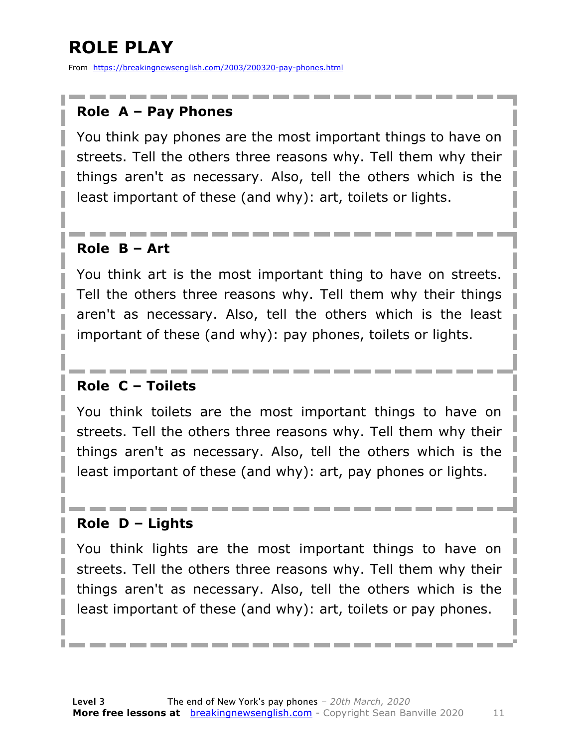# ROLE PLAY

From https://breakingnewsenglish.com/2003/200320-pay-phones.html

### Role A – Pay Phones

You think pay phones are the most important things to have on streets. Tell the others three reasons why. Tell them why their things aren't as necessary. Also, tell the others which is the least important of these (and why): art, toilets or lights.

### Role B – Art

You think art is the most important thing to have on streets. Tell the others three reasons why. Tell them why their things aren't as necessary. Also, tell the others which is the least important of these (and why): pay phones, toilets or lights.

### Role C – Toilets

You think toilets are the most important things to have on streets. Tell the others three reasons why. Tell them why their things aren't as necessary. Also, tell the others which is the least important of these (and why): art, pay phones or lights.

### Role D – Lights

You think lights are the most important things to have on streets. Tell the others three reasons why. Tell them why their things aren't as necessary. Also, tell the others which is the least important of these (and why): art, toilets or pay phones.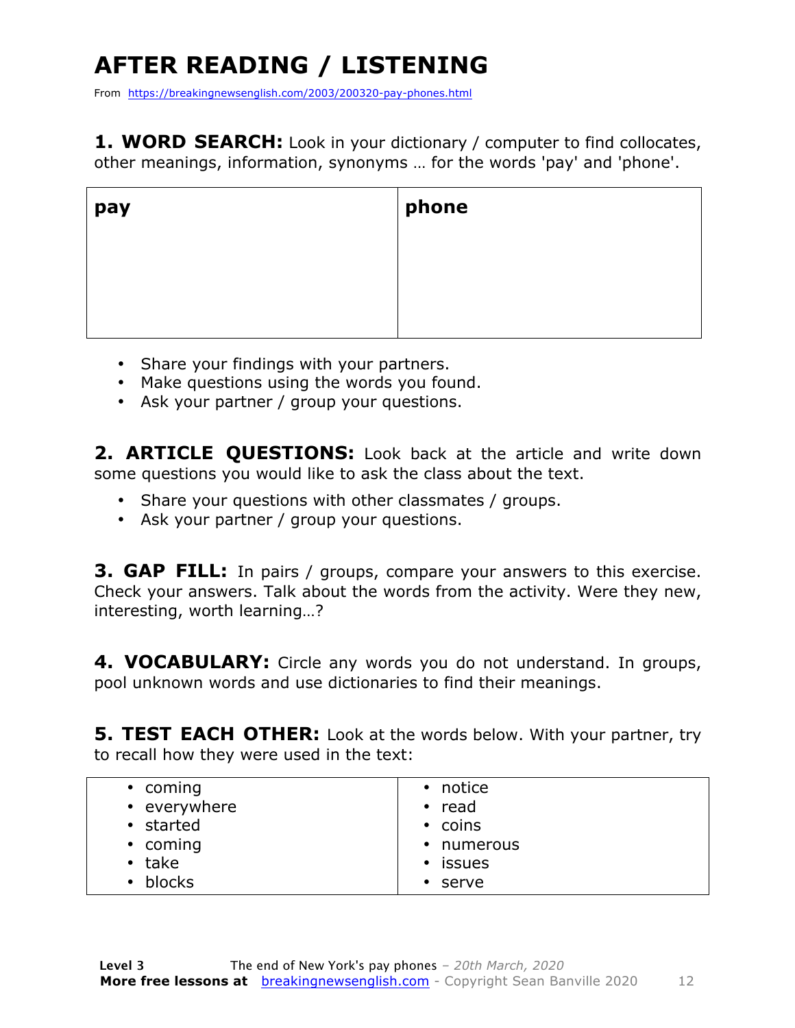# AFTER READING / LISTENING

From https://breakingnewsenglish.com/2003/200320-pay-phones.html

**1. WORD SEARCH:** Look in your dictionary / computer to find collocates, other meanings, information, synonyms … for the words 'pay' and 'phone'.

| **pay** | **phone** |
|---|---|
| | |

- Share your findings with your partners.
- Make questions using the words you found.
- Ask your partner / group your questions.

**2. ARTICLE QUESTIONS:** Look back at the article and write down some questions you would like to ask the class about the text.

- Share your questions with other classmates / groups.
- Ask your partner / group your questions.

**3. GAP FILL:** In pairs / groups, compare your answers to this exercise. Check your answers. Talk about the words from the activity. Were they new, interesting, worth learning…?

**4. VOCABULARY:** Circle any words you do not understand. In groups, pool unknown words and use dictionaries to find their meanings.

**5. TEST EACH OTHER:** Look at the words below. With your partner, try to recall how they were used in the text:

| | |
|---|---|
| • coming<br>• everywhere<br>• started<br>• coming<br>• take<br>• blocks | • notice<br>• read<br>• coins<br>• numerous<br>• issues<br>• serve |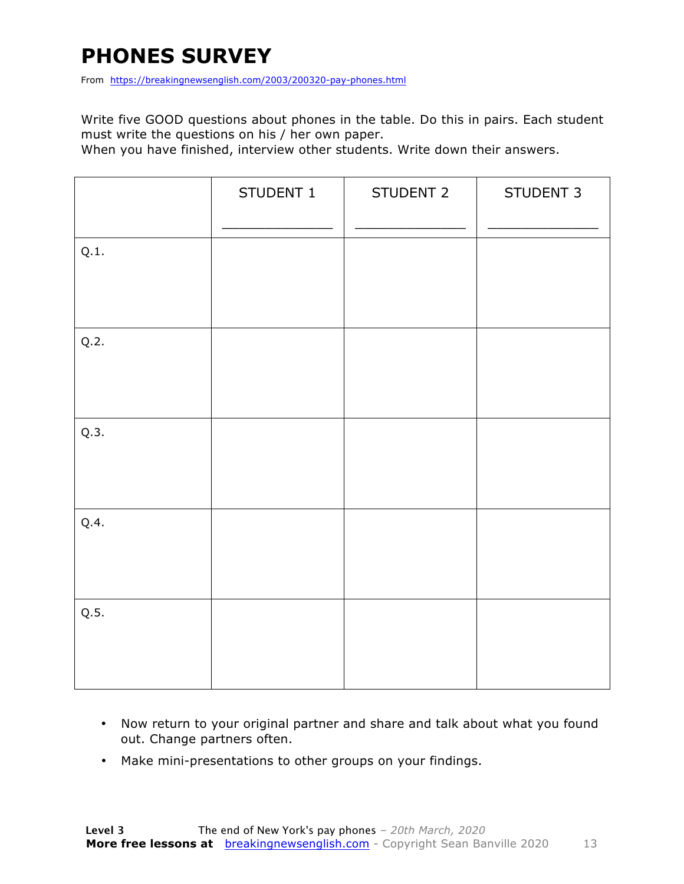# PHONES SURVEY

From https://breakingnewsenglish.com/2003/200320-pay-phones.html

Write five GOOD questions about phones in the table. Do this in pairs. Each student must write the questions on his / her own paper.

When you have finished, interview other students. Write down their answers.

| | STUDENT 1<br>_______________ | STUDENT 2<br>_______________ | STUDENT 3<br>_______________ |
|---|---|---|---|
| Q.1. | | | |
| Q.2. | | | |
| Q.3. | | | |
| Q.4. | | | |
| Q.5. | | | |

- Now return to your original partner and share and talk about what you found out. Change partners often.
- Make mini-presentations to other groups on your findings.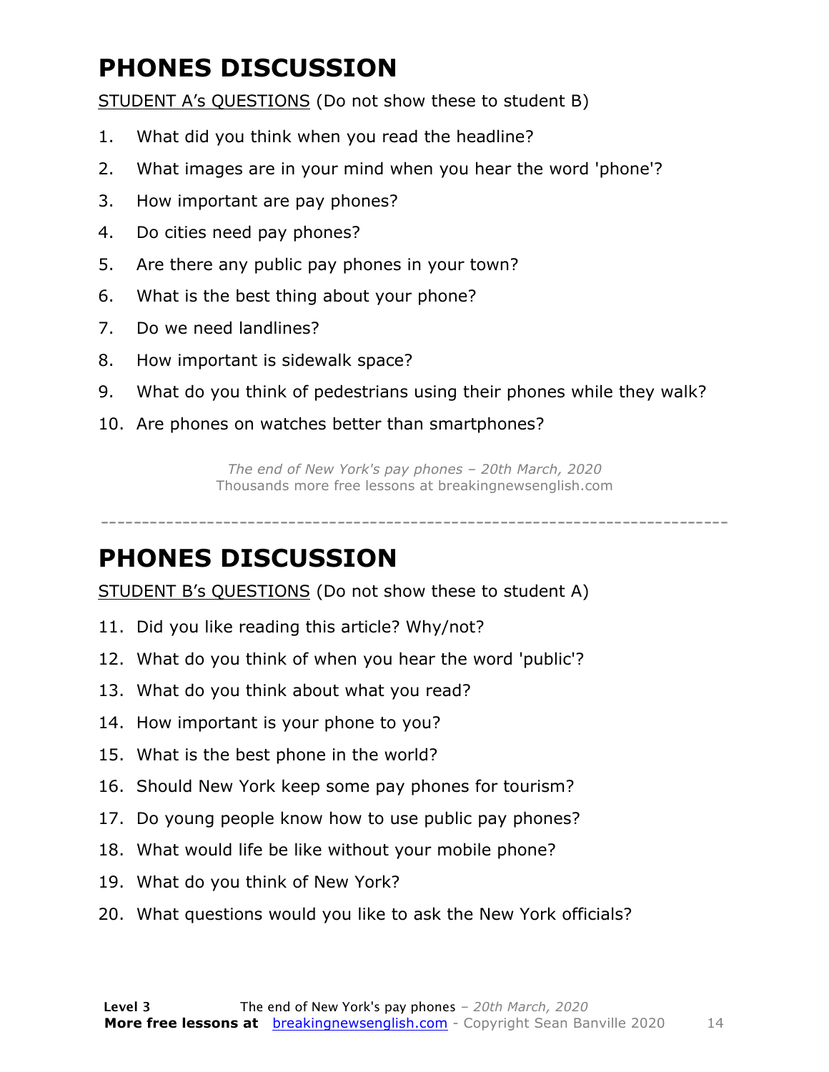# PHONES DISCUSSION

STUDENT A's QUESTIONS (Do not show these to student B)

1. What did you think when you read the headline?
2. What images are in your mind when you hear the word 'phone'?
3. How important are pay phones?
4. Do cities need pay phones?
5. Are there any public pay phones in your town?
6. What is the best thing about your phone?
7. Do we need landlines?
8. How important is sidewalk space?
9. What do you think of pedestrians using their phones while they walk?
10. Are phones on watches better than smartphones?

*The end of New York's pay phones – 20th March, 2020*
Thousands more free lessons at breakingnewsenglish.com

---

# PHONES DISCUSSION

STUDENT B's QUESTIONS (Do not show these to student A)

11. Did you like reading this article? Why/not?
12. What do you think of when you hear the word 'public'?
13. What do you think about what you read?
14. How important is your phone to you?
15. What is the best phone in the world?
16. Should New York keep some pay phones for tourism?
17. Do young people know how to use public pay phones?
18. What would life be like without your mobile phone?
19. What do you think of New York?
20. What questions would you like to ask the New York officials?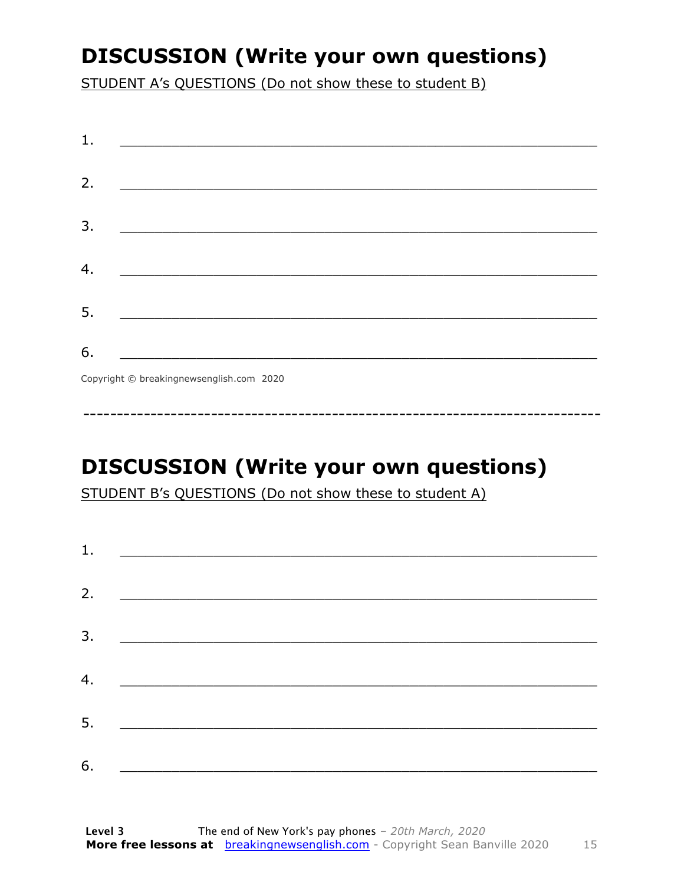## DISCUSSION (Write your own questions)

STUDENT A's QUESTIONS (Do not show these to student B)

1. ___________________________________________________________

2. ___________________________________________________________

3. ___________________________________________________________

4. ___________________________________________________________

5. ___________________________________________________________

6. ___________________________________________________________

Copyright © breakingnewsenglish.com 2020

---

## DISCUSSION (Write your own questions)

STUDENT B's QUESTIONS (Do not show these to student A)

1. ___________________________________________________________

2. ___________________________________________________________

3. ___________________________________________________________

4. ___________________________________________________________

5. ___________________________________________________________

6. ___________________________________________________________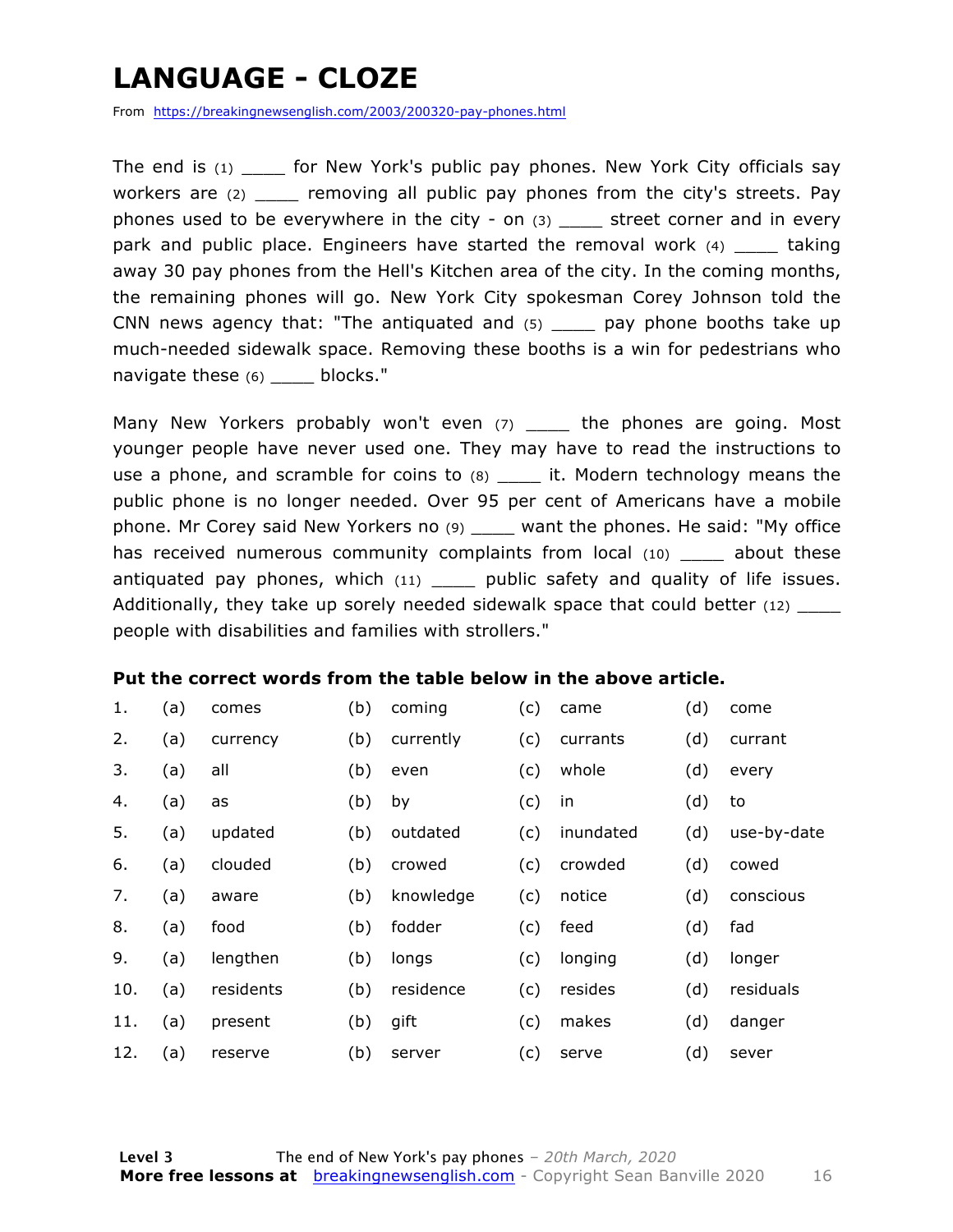# LANGUAGE - CLOZE

From https://breakingnewsenglish.com/2003/200320-pay-phones.html

The end is (1) ____ for New York's public pay phones. New York City officials say workers are (2) ____ removing all public pay phones from the city's streets. Pay phones used to be everywhere in the city - on (3) ____ street corner and in every park and public place. Engineers have started the removal work (4) ____ taking away 30 pay phones from the Hell's Kitchen area of the city. In the coming months, the remaining phones will go. New York City spokesman Corey Johnson told the CNN news agency that: "The antiquated and (5) ____ pay phone booths take up much-needed sidewalk space. Removing these booths is a win for pedestrians who navigate these (6) ____ blocks."

Many New Yorkers probably won't even (7) ____ the phones are going. Most younger people have never used one. They may have to read the instructions to use a phone, and scramble for coins to (8) ____ it. Modern technology means the public phone is no longer needed. Over 95 per cent of Americans have a mobile phone. Mr Corey said New Yorkers no (9) ____ want the phones. He said: "My office has received numerous community complaints from local (10) ____ about these antiquated pay phones, which (11) ____ public safety and quality of life issues. Additionally, they take up sorely needed sidewalk space that could better (12) ____ people with disabilities and families with strollers."

**Put the correct words from the table below in the above article.**

| | | | | | | | | |
|---|---|---|---|---|---|---|---|---|
| 1. | (a) | comes | (b) | coming | (c) | came | (d) | come |
| 2. | (a) | currency | (b) | currently | (c) | currants | (d) | currant |
| 3. | (a) | all | (b) | even | (c) | whole | (d) | every |
| 4. | (a) | as | (b) | by | (c) | in | (d) | to |
| 5. | (a) | updated | (b) | outdated | (c) | inundated | (d) | use-by-date |
| 6. | (a) | clouded | (b) | crowed | (c) | crowded | (d) | cowed |
| 7. | (a) | aware | (b) | knowledge | (c) | notice | (d) | conscious |
| 8. | (a) | food | (b) | fodder | (c) | feed | (d) | fad |
| 9. | (a) | lengthen | (b) | longs | (c) | longing | (d) | longer |
| 10. | (a) | residents | (b) | residence | (c) | resides | (d) | residuals |
| 11. | (a) | present | (b) | gift | (c) | makes | (d) | danger |
| 12. | (a) | reserve | (b) | server | (c) | serve | (d) | sever |

**Level 3** The end of New York's pay phones – *20th March, 2020*
**More free lessons at** breakingnewsenglish.com - Copyright Sean Banville 2020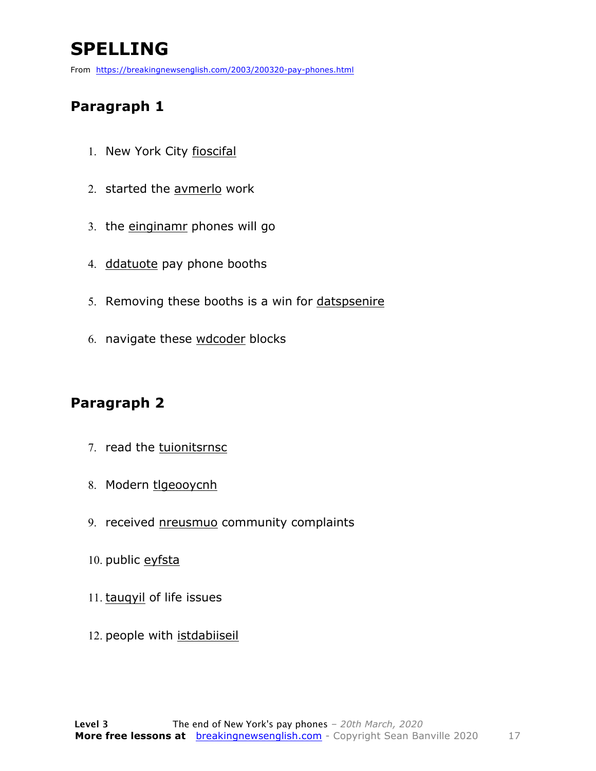# SPELLING

From https://breakingnewsenglish.com/2003/200320-pay-phones.html

## Paragraph 1

1. New York City fioscifal
2. started the avmerlo work
3. the einginamr phones will go
4. ddatuote pay phone booths
5. Removing these booths is a win for datspsenire
6. navigate these wdcoder blocks

## Paragraph 2

7. read the tuionitsrnsc
8. Modern tlgeooycnh
9. received nreusmuo community complaints
10. public eyfsta
11. tauqyil of life issues
12. people with istdabiiseil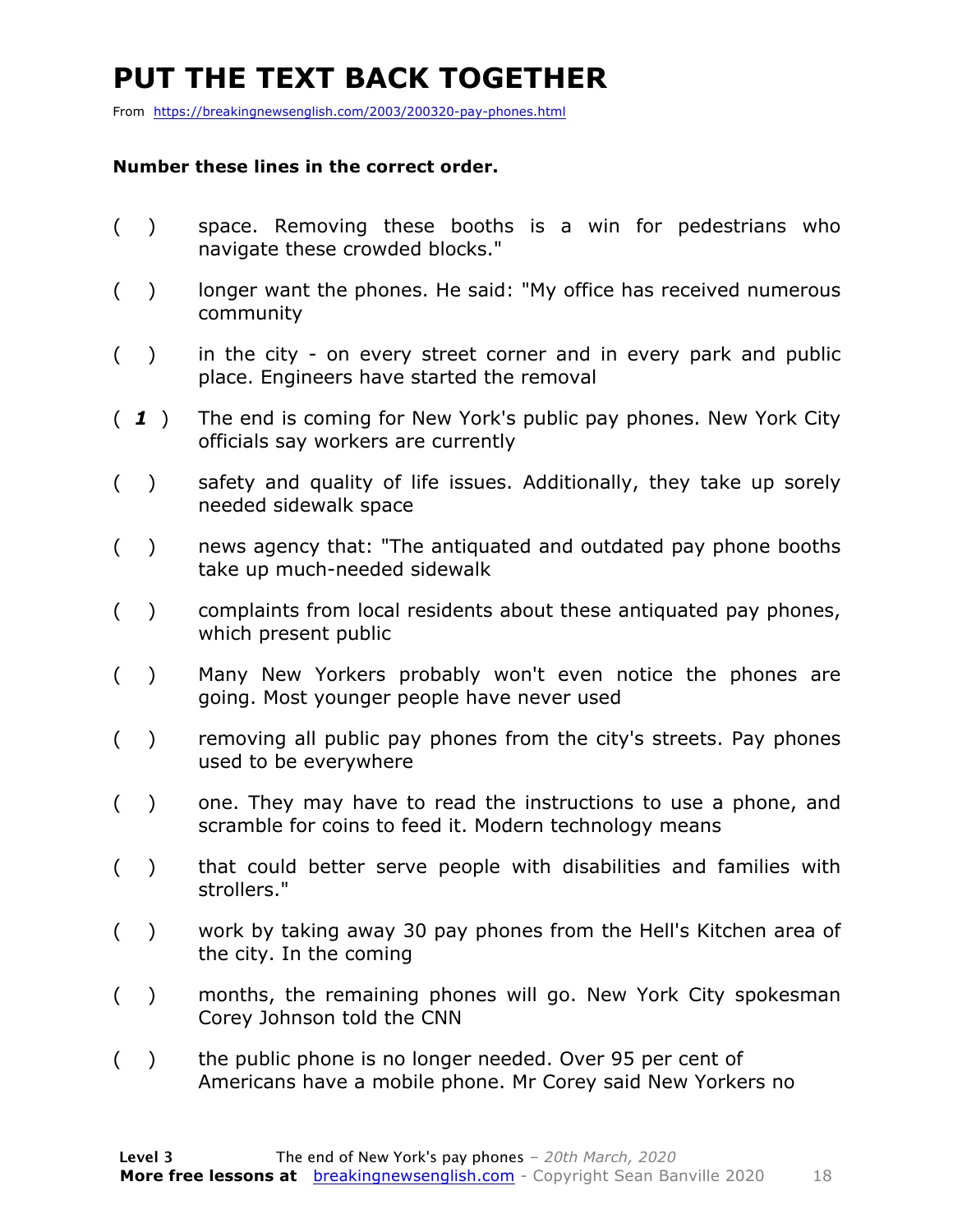# PUT THE TEXT BACK TOGETHER

From https://breakingnewsenglish.com/2003/200320-pay-phones.html

**Number these lines in the correct order.**

( ) space. Removing these booths is a win for pedestrians who navigate these crowded blocks."

( ) longer want the phones. He said: "My office has received numerous community

( ) in the city - on every street corner and in every park and public place. Engineers have started the removal

( *1* ) The end is coming for New York's public pay phones. New York City officials say workers are currently

( ) safety and quality of life issues. Additionally, they take up sorely needed sidewalk space

( ) news agency that: "The antiquated and outdated pay phone booths take up much-needed sidewalk

( ) complaints from local residents about these antiquated pay phones, which present public

( ) Many New Yorkers probably won't even notice the phones are going. Most younger people have never used

( ) removing all public pay phones from the city's streets. Pay phones used to be everywhere

( ) one. They may have to read the instructions to use a phone, and scramble for coins to feed it. Modern technology means

( ) that could better serve people with disabilities and families with strollers."

( ) work by taking away 30 pay phones from the Hell's Kitchen area of the city. In the coming

( ) months, the remaining phones will go. New York City spokesman Corey Johnson told the CNN

( ) the public phone is no longer needed. Over 95 per cent of Americans have a mobile phone. Mr Corey said New Yorkers no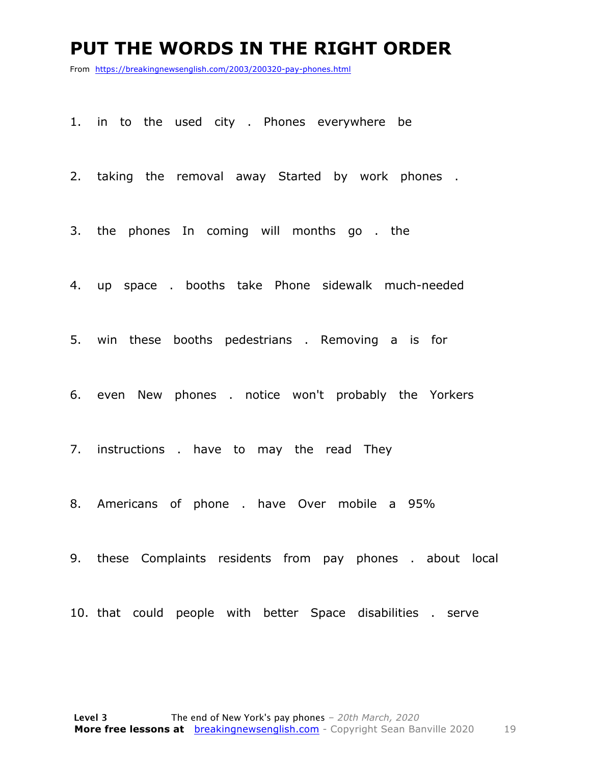# PUT THE WORDS IN THE RIGHT ORDER

From https://breakingnewsenglish.com/2003/200320-pay-phones.html

1. in to the used city . Phones everywhere be
2. taking the removal away Started by work phones .
3. the phones In coming will months go . the
4. up space . booths take Phone sidewalk much-needed
5. win these booths pedestrians . Removing a is for
6. even New phones . notice won't probably the Yorkers
7. instructions . have to may the read They
8. Americans of phone . have Over mobile a 95%
9. these Complaints residents from pay phones . about local
10. that could people with better Space disabilities . serve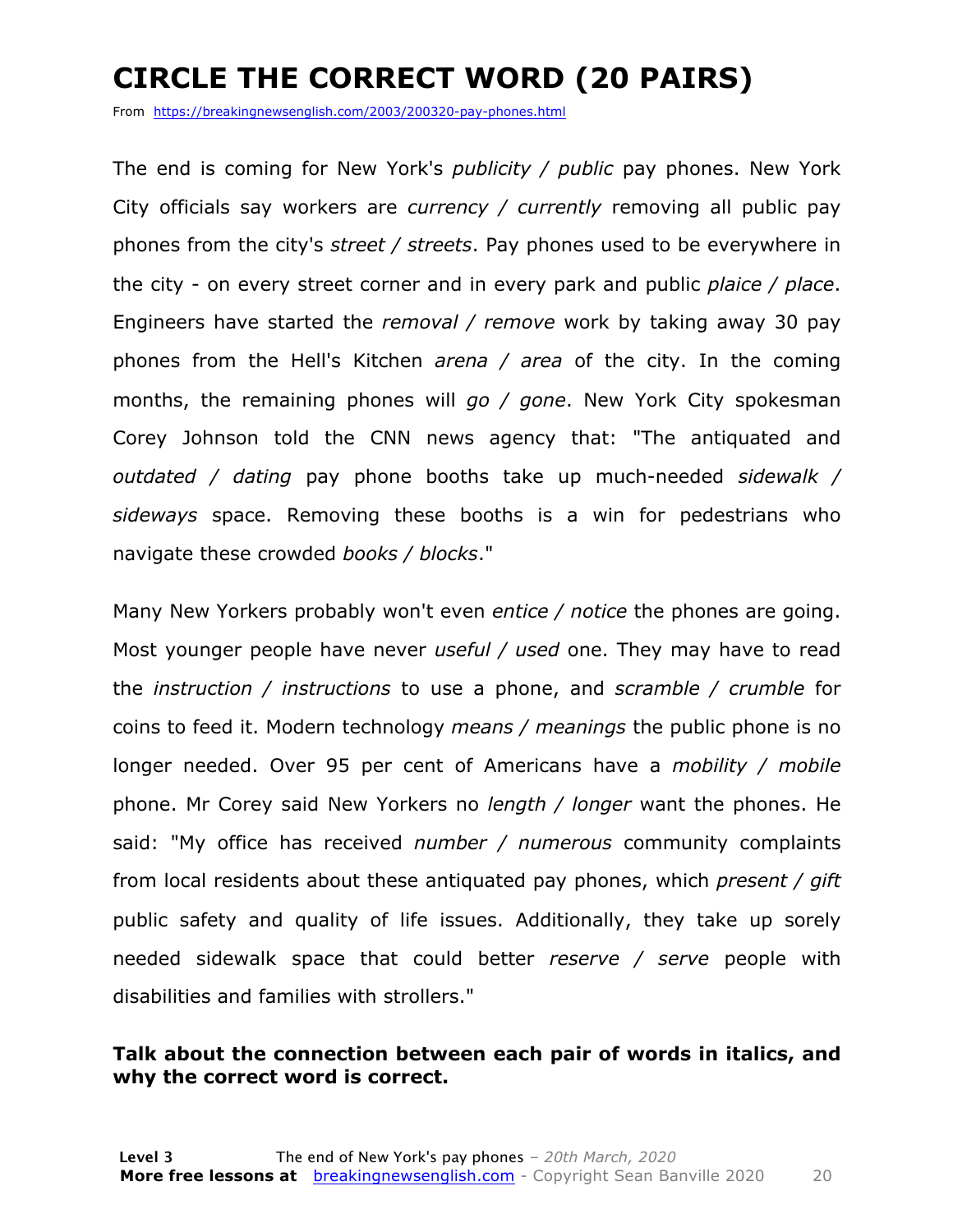# CIRCLE THE CORRECT WORD (20 PAIRS)

From https://breakingnewsenglish.com/2003/200320-pay-phones.html

The end is coming for New York's *publicity / public* pay phones. New York City officials say workers are *currency / currently* removing all public pay phones from the city's *street / streets*. Pay phones used to be everywhere in the city - on every street corner and in every park and public *plaice / place*. Engineers have started the *removal / remove* work by taking away 30 pay phones from the Hell's Kitchen *arena / area* of the city. In the coming months, the remaining phones will *go / gone*. New York City spokesman Corey Johnson told the CNN news agency that: "The antiquated and *outdated / dating* pay phone booths take up much-needed *sidewalk / sideways* space. Removing these booths is a win for pedestrians who navigate these crowded *books / blocks*."

Many New Yorkers probably won't even *entice / notice* the phones are going. Most younger people have never *useful / used* one. They may have to read the *instruction / instructions* to use a phone, and *scramble / crumble* for coins to feed it. Modern technology *means / meanings* the public phone is no longer needed. Over 95 per cent of Americans have a *mobility / mobile* phone. Mr Corey said New Yorkers no *length / longer* want the phones. He said: "My office has received *number / numerous* community complaints from local residents about these antiquated pay phones, which *present / gift* public safety and quality of life issues. Additionally, they take up sorely needed sidewalk space that could better *reserve / serve* people with disabilities and families with strollers."

**Talk about the connection between each pair of words in italics, and why the correct word is correct.**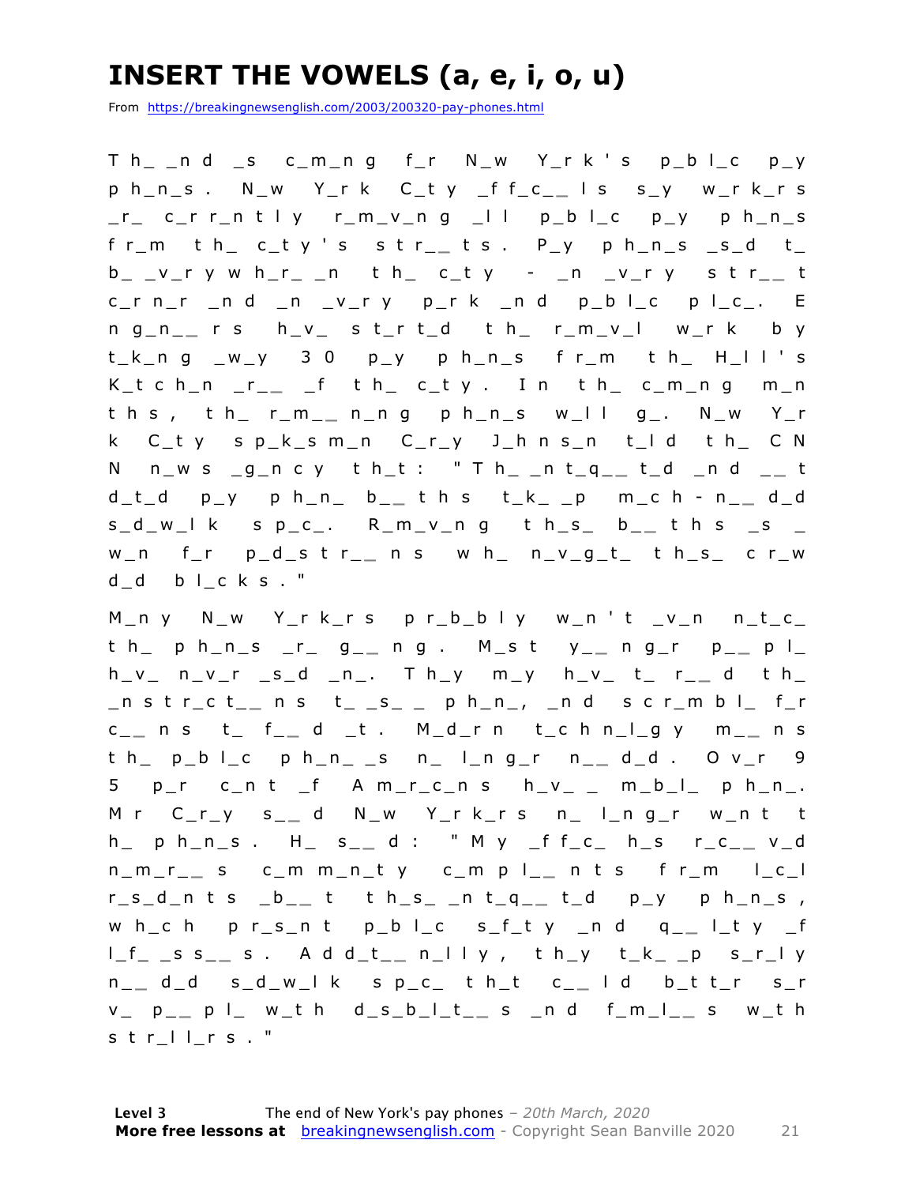# INSERT THE VOWELS (a, e, i, o, u)

From https://breakingnewsenglish.com/2003/200320-pay-phones.html

T h_ _n d _s c_m_n g f_r N_w Y_r k ' s p_b l_c p_y p h_n_s . N_w Y_r k C_t y _f f_c_ _ l s s_y w_r k_r s _r_ c_r r_n t l y r_m_v_n g _l l p_b l_c p_y p h_n_s f r_m t h_ c_t y ' s s t r_ _ t s . P_y p h_n_s _s_d t_ b_ _v_r y w h_r_ _n t h_ c_t y - _n _v_r y s t r_ _ t c_r n_r _n d _n _v_r y p_r k _n d p_b l_c p l_c_. E n g_n_ _ r s h_v_ s t_r t_d t h_ r_m_v_l w_r k b y t_k_n g _w_y 3 0 p_y p h_n_s f r_m t h_ H_l l ' s K_t c h_n _r_ _ _f t h_ c_t y . I n t h_ c_m_n g m_n t h s , t h_ r_m_ _ n_n g p h_n_s w_l l g_. N_w Y_r k C_t y s p_k_s m_n C_r_y J_h n s_n t_l d t h_ C N N n_w s _g_n c y t h_t : " T h_ _n t_q_ _ t_d _n d _ _ t d_t_d p_y p h_n_ b_ _ t h s t_k_ _p m_c h - n_ _ d_d s_d_w_l k s p_c_. R_m_v_n g t h_s_ b_ _ t h s _s _ w_n f_r p_d_s t r_ _ n s w h_ n_v_g_t_ t h_s_ c r_w d_d b l_c k s . "

M_n y N_w Y_r k_r s p r_b_b l y w_n ' t _v_n n_t_c_ t h_ p h_n_s _r_ g_ _ n g . M_s t y_ _ n g_r p_ _ p l_ h_v_ n_v_r _s_d _n_. T h_y m_y h_v_ t_ r_ _ d t h_ _n s t r_c t_ _ n s t_ _s_ _ p h_n_, _n d s c r_m b l_ f_r c_ _ n s t_ f_ _ d _t . M_d_r n t_c h n_l_g y m_ _ n s t h_ p_b l_c p h_n_ _s n_ l_n g_r n_ _ d_d . O v_r 9 5 p_r c_n t _f A m_r_c_n s h_v_ _ m_b_l_ p h_n_. M r C_r_y s_ _ d N_w Y_r k_r s n_ l_n g_r w_n t t h_ p h_n_s . H_ s_ _ d : " M y _f f_c_ h_s r_c_ _ v_d n_m_r_ _ s c_m m_n_t y c_m p l_ _ n t s f r_m l_c_l r_s_d_n t s _b_ _ t t h_s_ _n t_q_ _ t_d p_y p h_n_s , w h_c h p r_s_n t p_b l_c s_f_t y _n d q_ _ l_t y _f l_f_ _s s_ _ s . A d d_t_ _ n_l l y , t h_y t_k_ _p s_r_l y n_ _ d_d s_d_w_l k s p_c_ t h_t c_ _ l d b_t t_r s_r v_ p_ _ p l_ w_t h d_s_b_l_t_ _ s _n d f_m_l_ _ s w_t h s t r_l l_r s . "

**Level 3** The end of New York's pay phones – *20th March, 2020*
**More free lessons at** breakingnewsenglish.com - Copyright Sean Banville 2020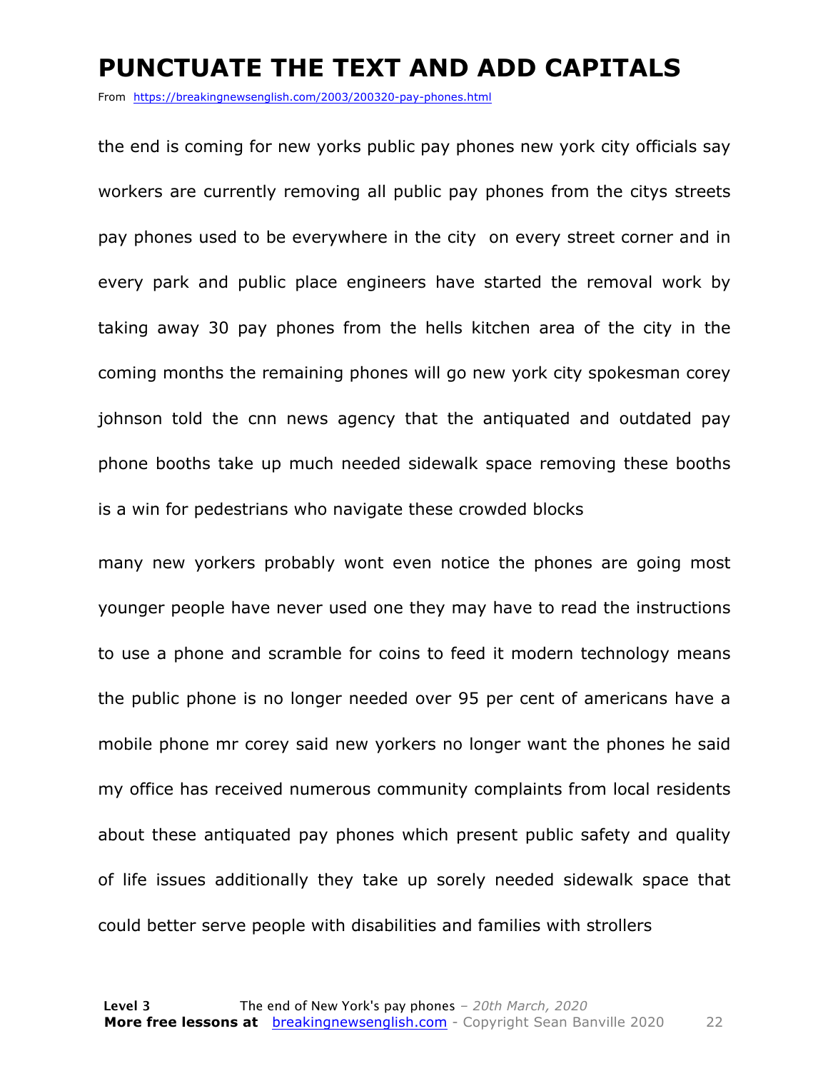# PUNCTUATE THE TEXT AND ADD CAPITALS

From https://breakingnewsenglish.com/2003/200320-pay-phones.html

the end is coming for new yorks public pay phones new york city officials say workers are currently removing all public pay phones from the citys streets pay phones used to be everywhere in the city  on every street corner and in every park and public place engineers have started the removal work by taking away 30 pay phones from the hells kitchen area of the city in the coming months the remaining phones will go new york city spokesman corey johnson told the cnn news agency that the antiquated and outdated pay phone booths take up much needed sidewalk space removing these booths is a win for pedestrians who navigate these crowded blocks

many new yorkers probably wont even notice the phones are going most younger people have never used one they may have to read the instructions to use a phone and scramble for coins to feed it modern technology means the public phone is no longer needed over 95 per cent of americans have a mobile phone mr corey said new yorkers no longer want the phones he said my office has received numerous community complaints from local residents about these antiquated pay phones which present public safety and quality of life issues additionally they take up sorely needed sidewalk space that could better serve people with disabilities and families with strollers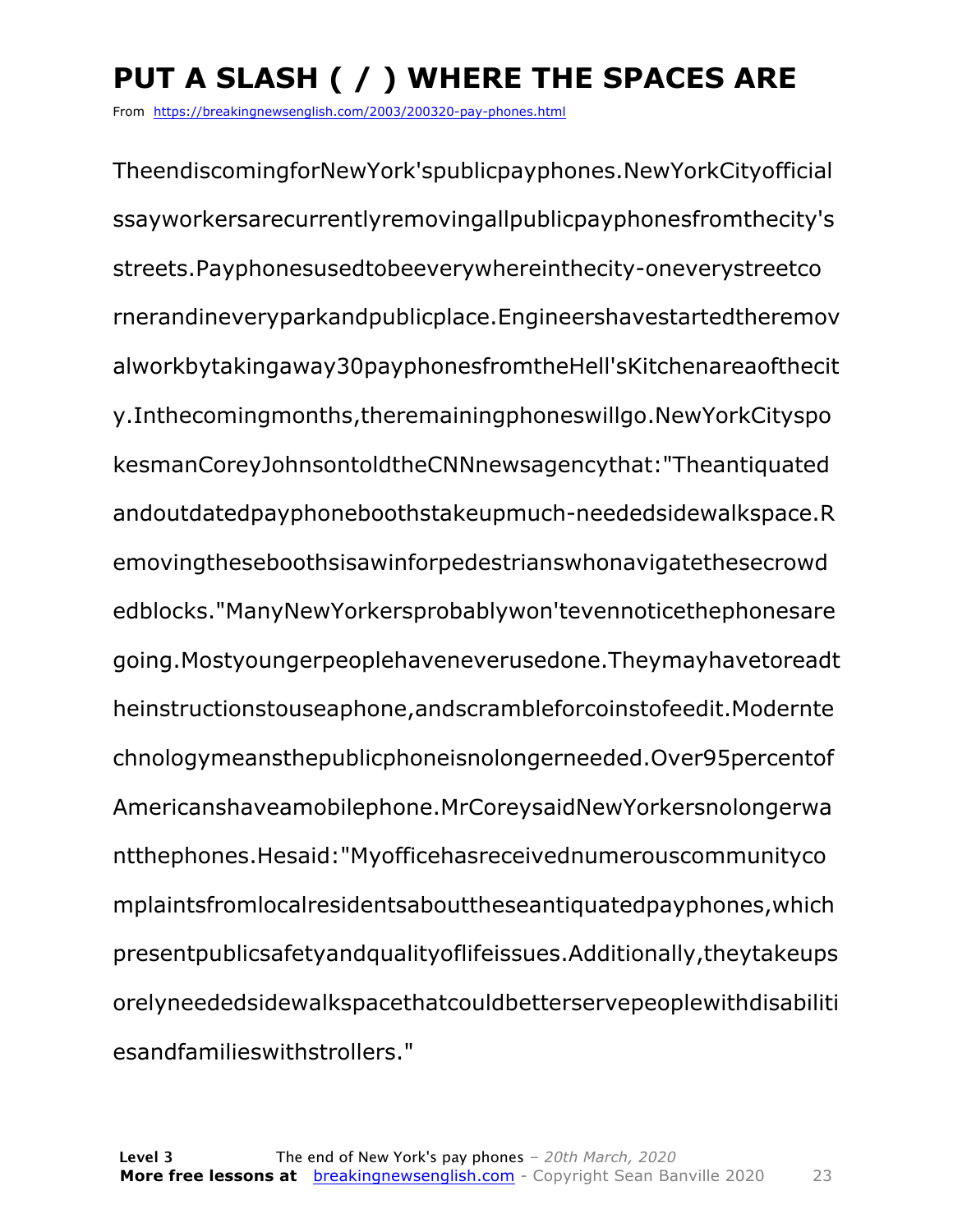# PUT A SLASH ( / ) WHERE THE SPACES ARE

From https://breakingnewsenglish.com/2003/200320-pay-phones.html

TheendiscomingforNewYork'spublicpayphones.NewYorkCityofficial ssayworkersarecurrentlyremovingallpublicpayphonesfromthecity's streets.Payphonesusedtobeeverywhereinthecity-oneverystreetco rnerandineveryparkandpublicplace.Engineershavestartedtheremov alworkbytakingaway30payphonesfromtheHell'sKitchenareaofthecit y.Inthecomingmonths,theremainingphoneswillgo.NewYorkCityspo kesmanCoreyJohnsontoldtheCNNnewsagencythat:"Theantiquated andoutdatedpayphoneboothstakeupmuch-neededsidewalkspace.R emovingtheseboothsisawinforpedestrianswhonavigatethesecrowd edblocks."ManyNewYorkersprobablywon'tevennoticethephonesare going.Mostyoungerpeoplehaveneverusedone.Theymayhavetoreadt heinstructionstouseaphone,andscrambleforcoinstofeedit.Moderntе chnologymeansthepublicphoneisnolongerneeded.Over95percentof Americanshaveamobilephone.MrCoreysaidNewYorkersnolongerwa ntthephones.Hesaid:"Myofficehasreceivednumerouscommunityco mplaintsfromlocalresidentsabouttheseantiquatedpayphones,which presentpublicsafetyandqualityoflifeissues.Additionally,theytakeups orelyneededsidewalkspacethatcouldbetterservepeoplewithdisabiliti esandfamilieswithstrollers."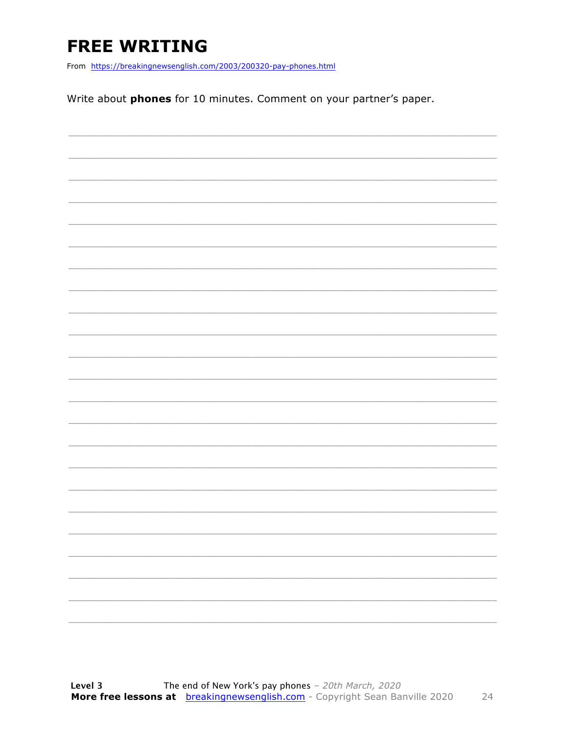# FREE WRITING

From https://breakingnewsenglish.com/2003/200320-pay-phones.html

Write about **phones** for 10 minutes. Comment on your partner's paper.

_______________________________________________________________________________

_______________________________________________________________________________

_______________________________________________________________________________

_______________________________________________________________________________

_______________________________________________________________________________

_______________________________________________________________________________

_______________________________________________________________________________

_______________________________________________________________________________

_______________________________________________________________________________

_______________________________________________________________________________

_______________________________________________________________________________

_______________________________________________________________________________

_______________________________________________________________________________

_______________________________________________________________________________

_______________________________________________________________________________

_______________________________________________________________________________

_______________________________________________________________________________

_______________________________________________________________________________

_______________________________________________________________________________

_______________________________________________________________________________

_______________________________________________________________________________

_______________________________________________________________________________

_______________________________________________________________________________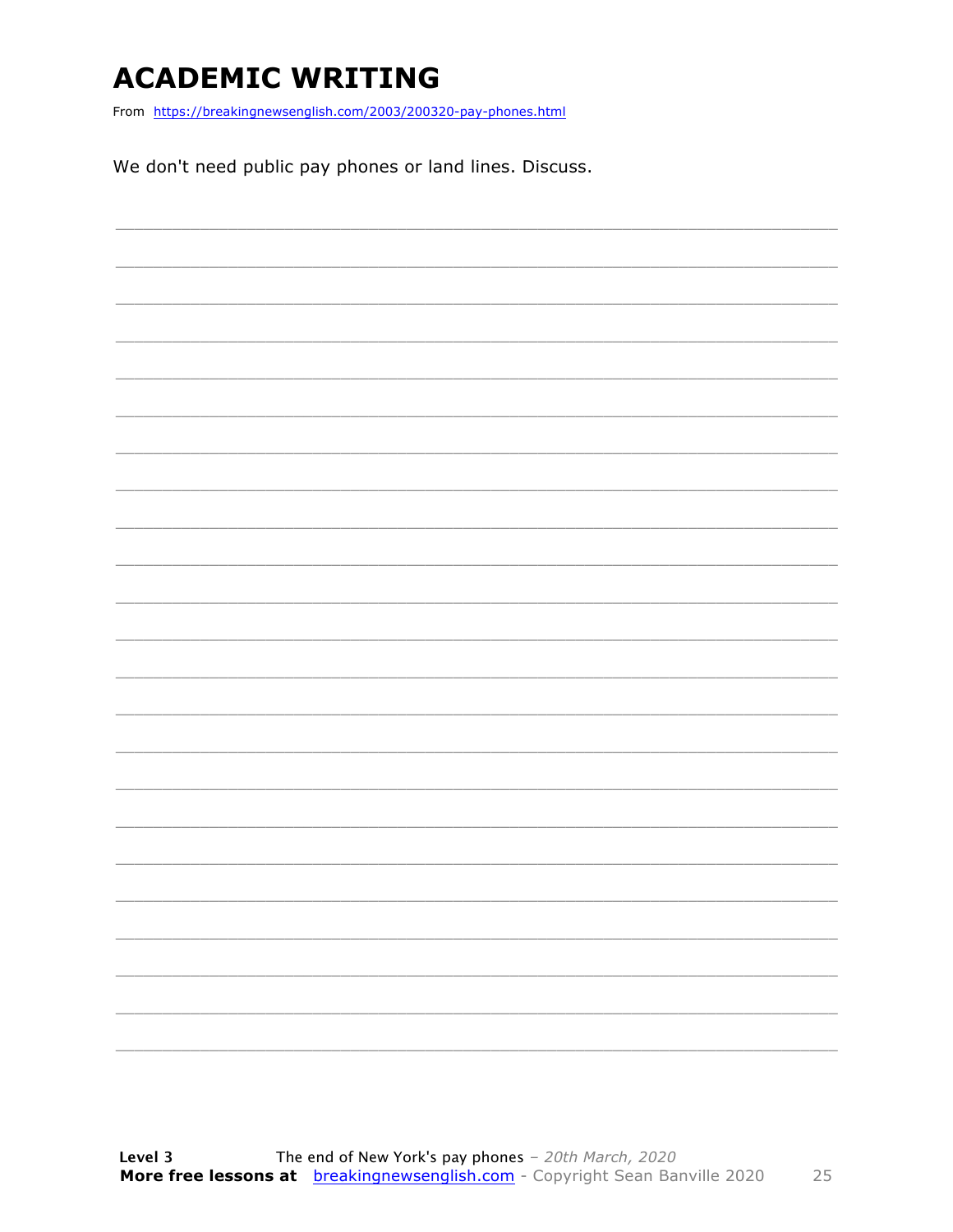# ACADEMIC WRITING

From https://breakingnewsenglish.com/2003/200320-pay-phones.html

We don't need public pay phones or land lines. Discuss.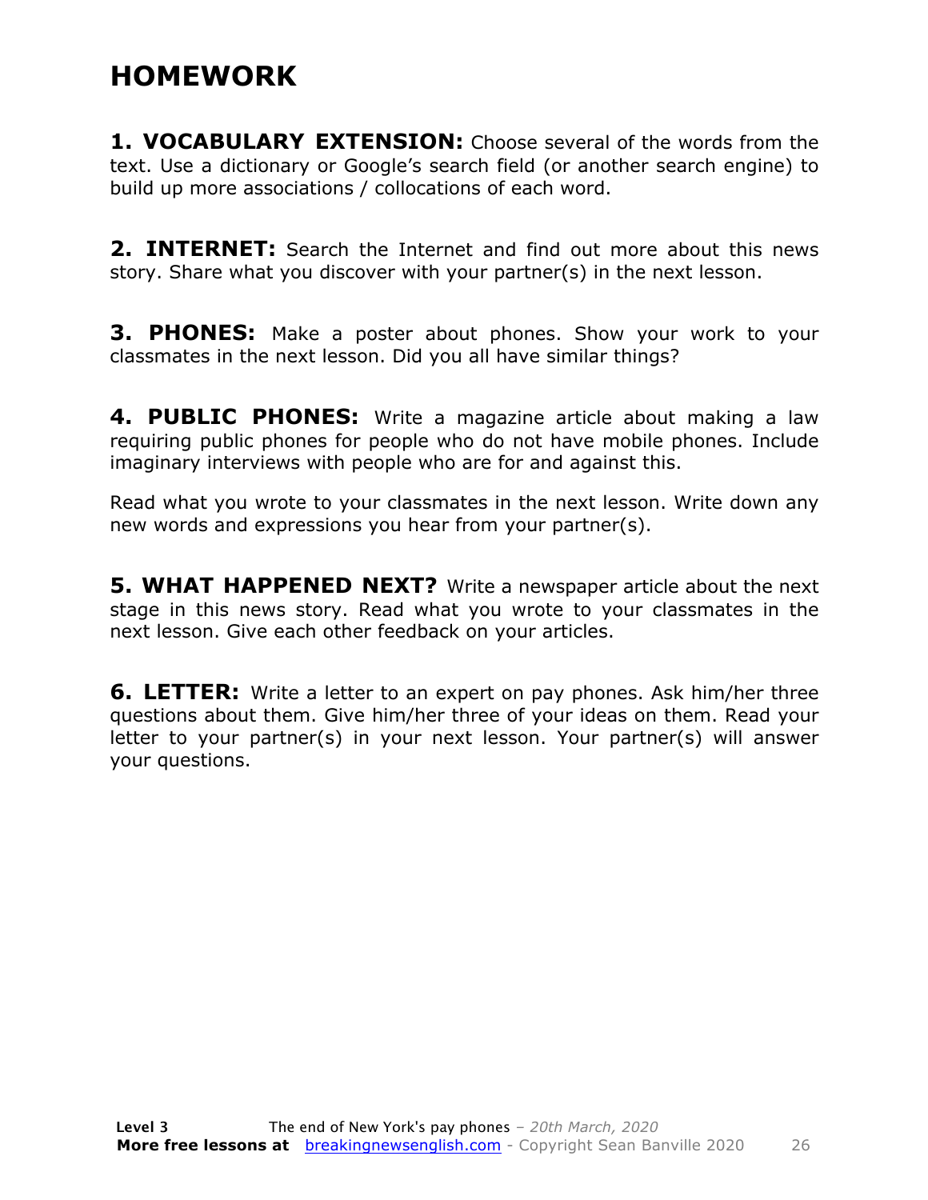# HOMEWORK

**1. VOCABULARY EXTENSION:** Choose several of the words from the text. Use a dictionary or Google's search field (or another search engine) to build up more associations / collocations of each word.

**2. INTERNET:** Search the Internet and find out more about this news story. Share what you discover with your partner(s) in the next lesson.

**3. PHONES:** Make a poster about phones. Show your work to your classmates in the next lesson. Did you all have similar things?

**4. PUBLIC PHONES:** Write a magazine article about making a law requiring public phones for people who do not have mobile phones. Include imaginary interviews with people who are for and against this.

Read what you wrote to your classmates in the next lesson. Write down any new words and expressions you hear from your partner(s).

**5. WHAT HAPPENED NEXT?** Write a newspaper article about the next stage in this news story. Read what you wrote to your classmates in the next lesson. Give each other feedback on your articles.

**6. LETTER:** Write a letter to an expert on pay phones. Ask him/her three questions about them. Give him/her three of your ideas on them. Read your letter to your partner(s) in your next lesson. Your partner(s) will answer your questions.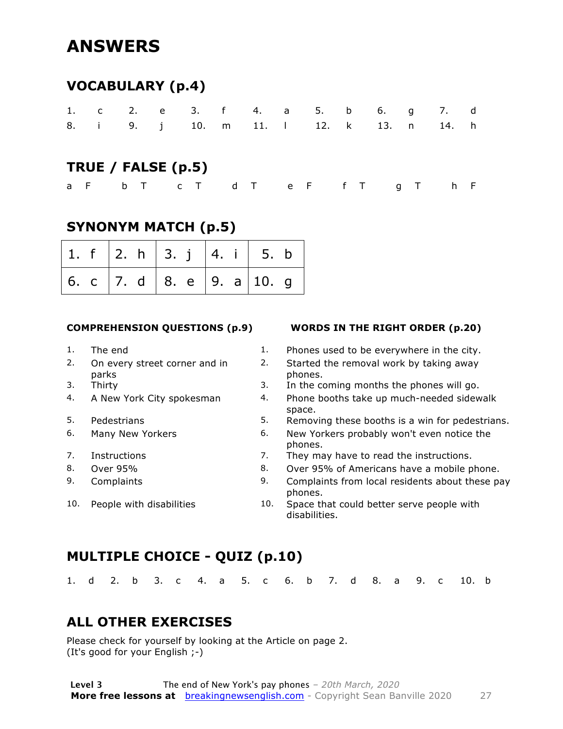# ANSWERS

## VOCABULARY (p.4)

| | | | | | | |
|---|---|---|---|---|---|---|
| 1. c | 2. e | 3. f | 4. a | 5. b | 6. g | 7. d |
| 8. i | 9. j | 10. m | 11. l | 12. k | 13. n | 14. h |

## TRUE / FALSE (p.5)

a F  b T  c T  d T  e F  f T  g T  h F

## SYNONYM MATCH (p.5)

| | | | | |
|---|---|---|---|---|
| 1. f | 2. h | 3. j | 4. i | 5. b |
| 6. c | 7. d | 8. e | 9. a | 10. g |

### COMPREHENSION QUESTIONS (p.9)

1. The end
2. On every street corner and in parks
3. Thirty
4. A New York City spokesman
5. Pedestrians
6. Many New Yorkers
7. Instructions
8. Over 95%
9. Complaints
10. People with disabilities

### WORDS IN THE RIGHT ORDER (p.20)

1. Phones used to be everywhere in the city.
2. Started the removal work by taking away phones.
3. In the coming months the phones will go.
4. Phone booths take up much-needed sidewalk space.
5. Removing these booths is a win for pedestrians.
6. New Yorkers probably won't even notice the phones.
7. They may have to read the instructions.
8. Over 95% of Americans have a mobile phone.
9. Complaints from local residents about these pay phones.
10. Space that could better serve people with disabilities.

## MULTIPLE CHOICE - QUIZ (p.10)

1. d  2. b  3. c  4. a  5. c  6. b  7. d  8. a  9. c  10. b

## ALL OTHER EXERCISES

Please check for yourself by looking at the Article on page 2.
(It's good for your English ;-)